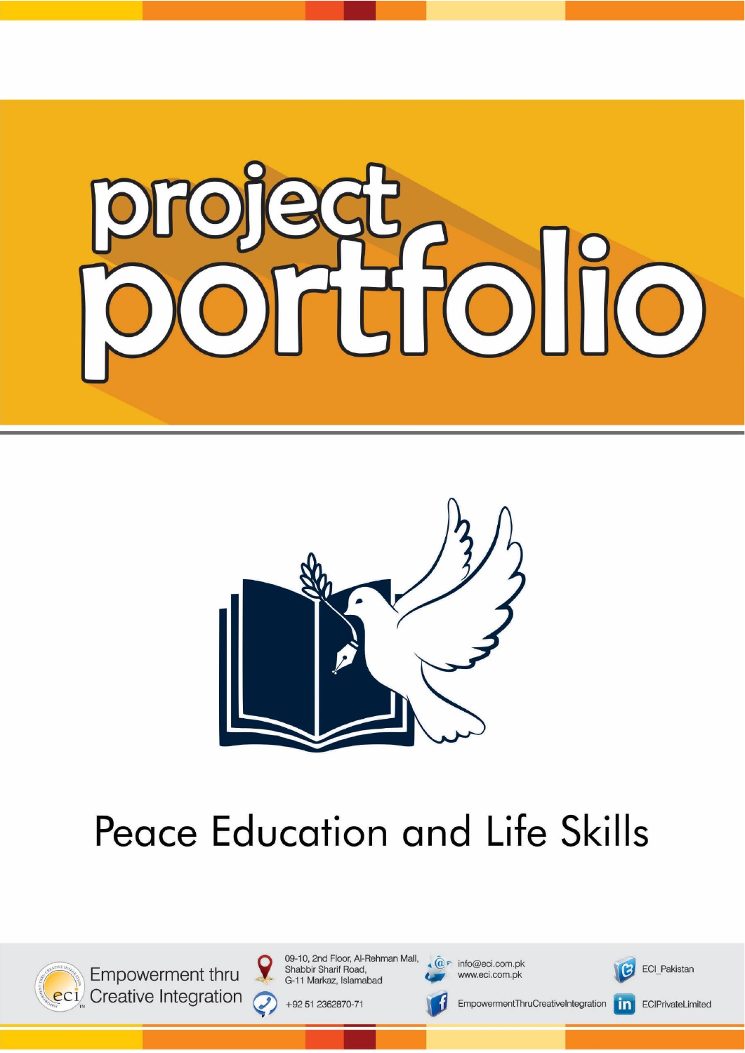# project portfolio

## Peace Education and Life Skills

Empowerment thru Creative Integration

09-10, 2nd Floor, Al-Rehman Mall, Shabbir Sharif Road, G-11 Markaz, Islamabad

+92 51 2362870-71

info@eci.com.pk
www.eci.com.pk

EmpowermentThruCreativeIntegration

ECI_Pakistan

ECIPrivateLimited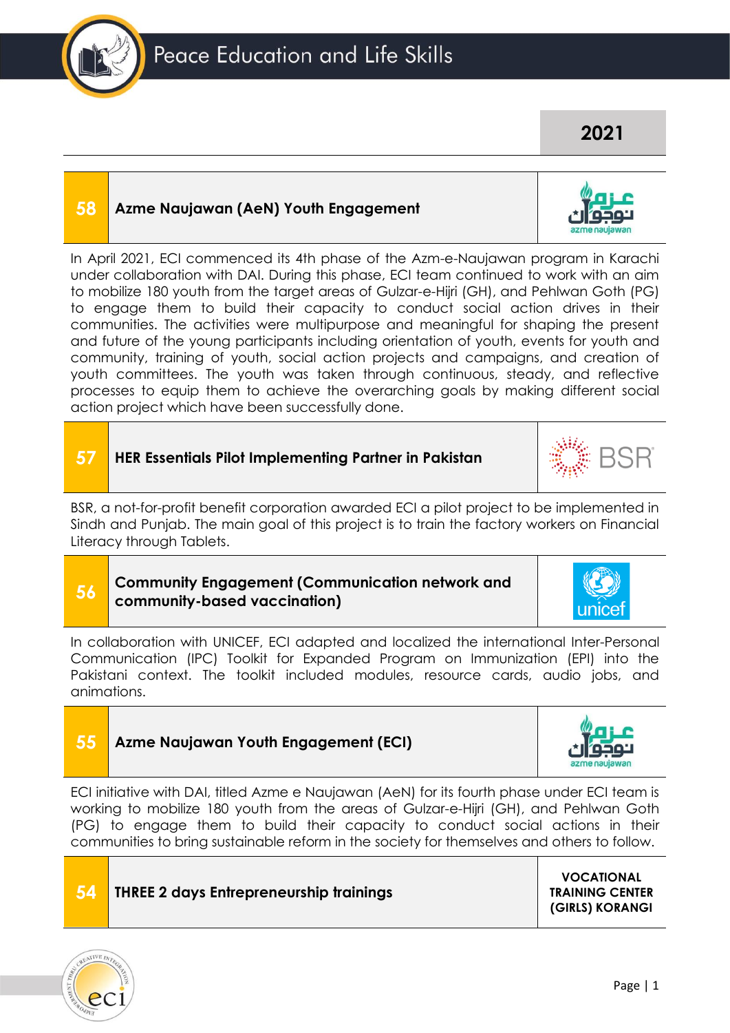# Peace Education and Life Skills

## 2021

### 58 Azme Naujawan (AeN) Youth Engagement

In April 2021, ECI commenced its 4th phase of the Azm-e-Naujawan program in Karachi under collaboration with DAI. During this phase, ECI team continued to work with an aim to mobilize 180 youth from the target areas of Gulzar-e-Hijri (GH), and Pehlwan Goth (PG) to engage them to build their capacity to conduct social action drives in their communities. The activities were multipurpose and meaningful for shaping the present and future of the young participants including orientation of youth, events for youth and community, training of youth, social action projects and campaigns, and creation of youth committees. The youth was taken through continuous, steady, and reflective processes to equip them to achieve the overarching goals by making different social action project which have been successfully done.

### 57 HER Essentials Pilot Implementing Partner in Pakistan

BSR, a not-for-profit benefit corporation awarded ECI a pilot project to be implemented in Sindh and Punjab. The main goal of this project is to train the factory workers on Financial Literacy through Tablets.

### 56 Community Engagement (Communication network and community-based vaccination)

In collaboration with UNICEF, ECI adapted and localized the international Inter-Personal Communication (IPC) Toolkit for Expanded Program on Immunization (EPI) into the Pakistani context. The toolkit included modules, resource cards, audio jobs, and animations.

### 55 Azme Naujawan Youth Engagement (ECI)

ECI initiative with DAI, titled Azme e Naujawan (AeN) for its fourth phase under ECI team is working to mobilize 180 youth from the areas of Gulzar-e-Hijri (GH), and Pehlwan Goth (PG) to engage them to build their capacity to conduct social actions in their communities to bring sustainable reform in the society for themselves and others to follow.

### 54 THREE 2 days Entrepreneurship trainings

VOCATIONAL TRAINING CENTER (GIRLS) KORANGI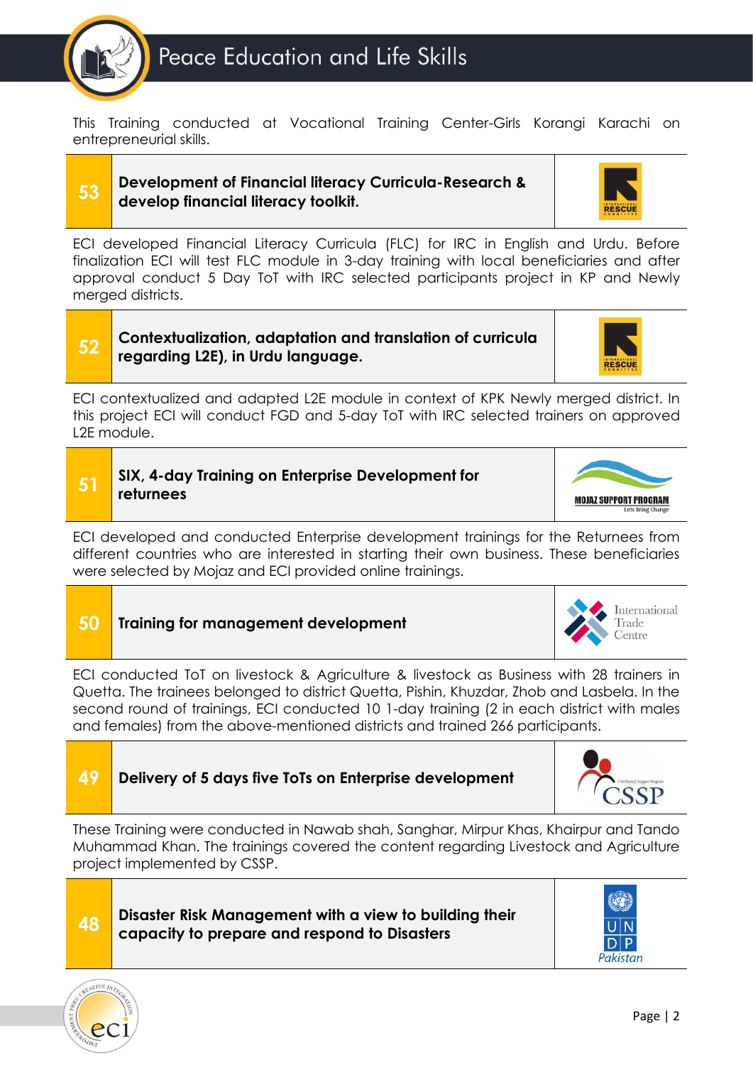This Training conducted at Vocational Training Center-Girls Korangi Karachi on entrepreneurial skills.

| 53 | **Development of Financial literacy Curricula-Research & develop financial literacy toolkit.** | INTERNATIONAL RESCUE COMMITTEE |
|---|---|---|

ECI developed Financial Literacy Curricula (FLC) for IRC in English and Urdu. Before finalization ECI will test FLC module in 3-day training with local beneficiaries and after approval conduct 5 Day ToT with IRC selected participants project in KP and Newly merged districts.

| 52 | **Contextualization, adaptation and translation of curricula regarding L2E), in Urdu language.** | INTERNATIONAL RESCUE COMMITTEE |
|---|---|---|

ECI contextualized and adapted L2E module in context of KPK Newly merged district. In this project ECI will conduct FGD and 5-day ToT with IRC selected trainers on approved L2E module.

| 51 | **SIX, 4-day Training on Enterprise Development for returnees** | MOJAZ SUPPORT PROGRAM Lets Bring Change |
|---|---|---|

ECI developed and conducted Enterprise development trainings for the Returnees from different countries who are interested in starting their own business. These beneficiaries were selected by Mojaz and ECI provided online trainings.

| 50 | **Training for management development** | International Trade Centre |
|---|---|---|

ECI conducted ToT on livestock & Agriculture & livestock as Business with 28 trainers in Quetta. The trainees belonged to district Quetta, Pishin, Khuzdar, Zhob and Lasbela. In the second round of trainings, ECI conducted 10 1-day training (2 in each district with males and females) from the above-mentioned districts and trained 266 participants.

| 49 | **Delivery of 5 days five ToTs on Enterprise development** | Civil Society Support Program CSSP |
|---|---|---|

These Training were conducted in Nawab shah, Sanghar, Mirpur Khas, Khairpur and Tando Muhammad Khan. The trainings covered the content regarding Livestock and Agriculture project implemented by CSSP.

| 48 | **Disaster Risk Management with a view to building their capacity to prepare and respond to Disasters** | UNDP Pakistan |
|---|---|---|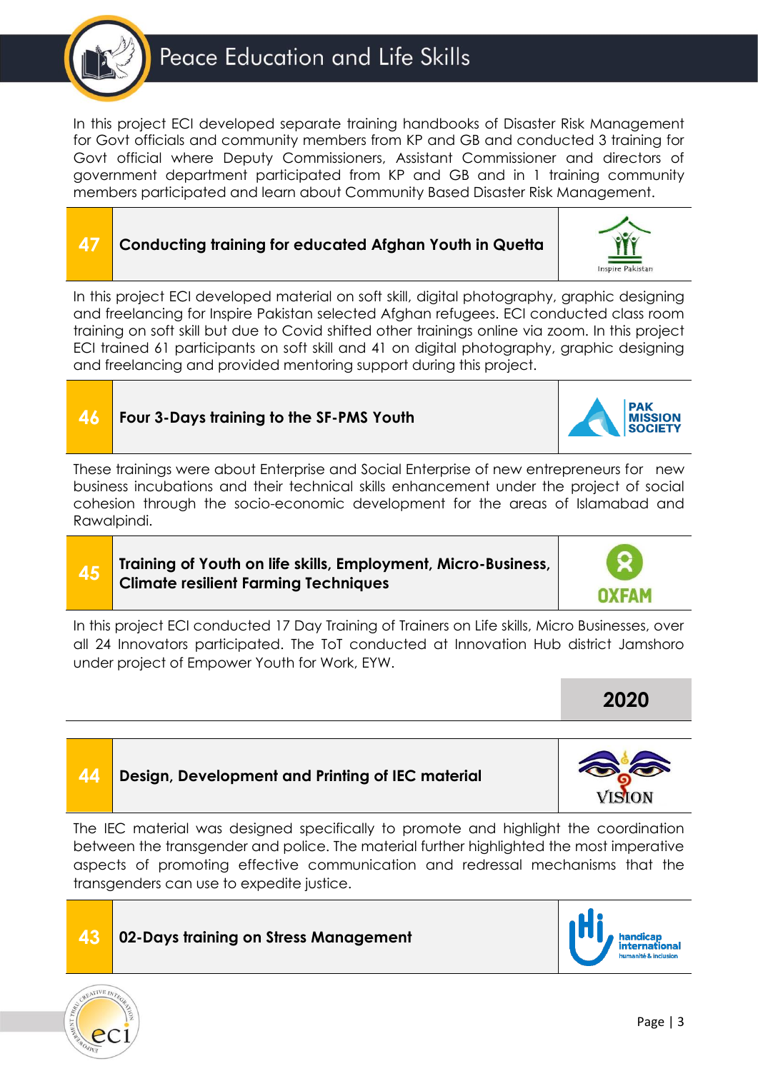In this project ECI developed separate training handbooks of Disaster Risk Management for Govt officials and community members from KP and GB and conducted 3 training for Govt official where Deputy Commissioners, Assistant Commissioner and directors of government department participated from KP and GB and in 1 training community members participated and learn about Community Based Disaster Risk Management.

## 47 Conducting training for educated Afghan Youth in Quetta

Inspire Pakistan

In this project ECI developed material on soft skill, digital photography, graphic designing and freelancing for Inspire Pakistan selected Afghan refugees. ECI conducted class room training on soft skill but due to Covid shifted other trainings online via zoom. In this project ECI trained 61 participants on soft skill and 41 on digital photography, graphic designing and freelancing and provided mentoring support during this project.

## 46 Four 3-Days training to the SF-PMS Youth

PAK MISSION SOCIETY

These trainings were about Enterprise and Social Enterprise of new entrepreneurs for new business incubations and their technical skills enhancement under the project of social cohesion through the socio-economic development for the areas of Islamabad and Rawalpindi.

## 45 Training of Youth on life skills, Employment, Micro-Business, Climate resilient Farming Techniques

OXFAM

In this project ECI conducted 17 Day Training of Trainers on Life skills, Micro Businesses, over all 24 Innovators participated. The ToT conducted at Innovation Hub district Jamshoro under project of Empower Youth for Work, EYW.

# 2020

## 44 Design, Development and Printing of IEC material

VISION

The IEC material was designed specifically to promote and highlight the coordination between the transgender and police. The material further highlighted the most imperative aspects of promoting effective communication and redressal mechanisms that the transgenders can use to expedite justice.

## 43 02-Days training on Stress Management

handicap international humanité & inclusion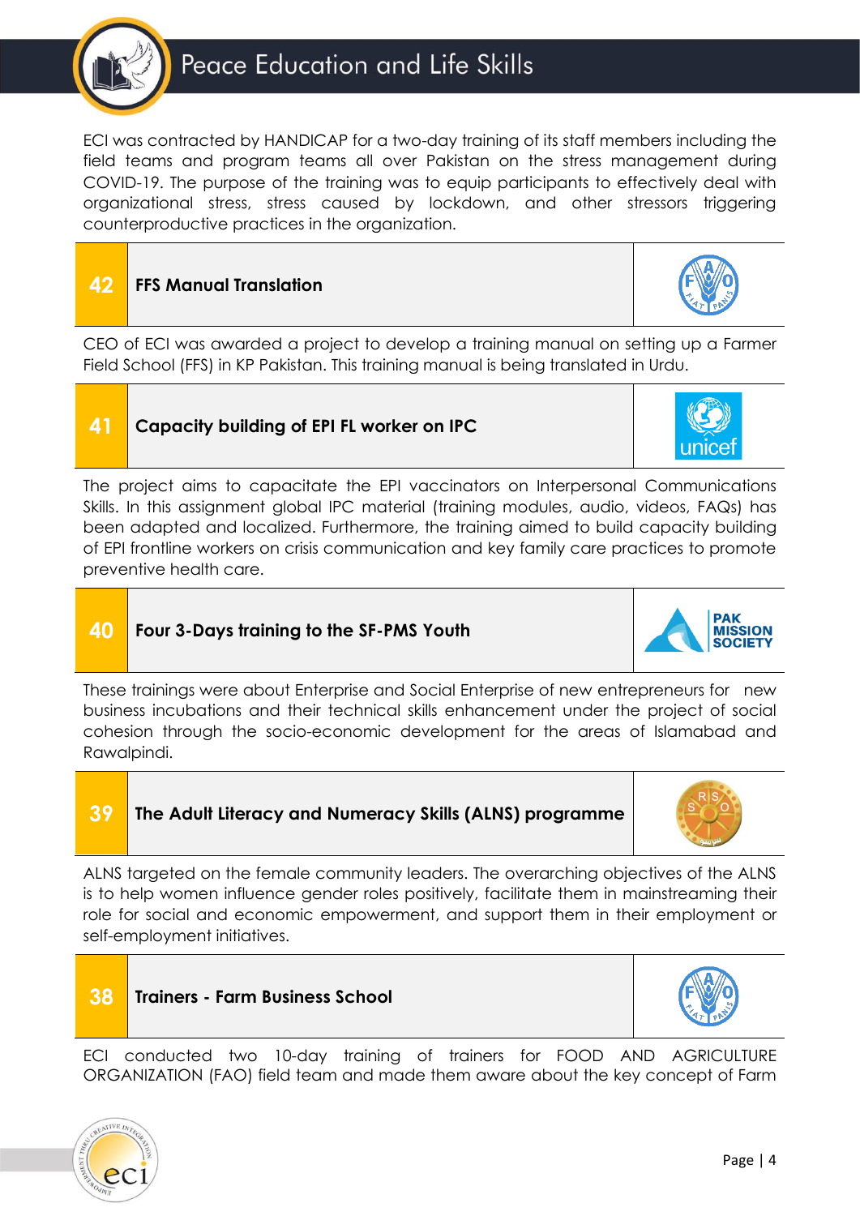ECI was contracted by HANDICAP for a two-day training of its staff members including the field teams and program teams all over Pakistan on the stress management during COVID-19. The purpose of the training was to equip participants to effectively deal with organizational stress, stress caused by lockdown, and other stressors triggering counterproductive practices in the organization.

## 42 FFS Manual Translation

CEO of ECI was awarded a project to develop a training manual on setting up a Farmer Field School (FFS) in KP Pakistan. This training manual is being translated in Urdu.

## 41 Capacity building of EPI FL worker on IPC

The project aims to capacitate the EPI vaccinators on Interpersonal Communications Skills. In this assignment global IPC material (training modules, audio, videos, FAQs) has been adapted and localized. Furthermore, the training aimed to build capacity building of EPI frontline workers on crisis communication and key family care practices to promote preventive health care.

## 40 Four 3-Days training to the SF-PMS Youth

These trainings were about Enterprise and Social Enterprise of new entrepreneurs for new business incubations and their technical skills enhancement under the project of social cohesion through the socio-economic development for the areas of Islamabad and Rawalpindi.

## 39 The Adult Literacy and Numeracy Skills (ALNS) programme

ALNS targeted on the female community leaders. The overarching objectives of the ALNS is to help women influence gender roles positively, facilitate them in mainstreaming their role for social and economic empowerment, and support them in their employment or self-employment initiatives.

## 38 Trainers - Farm Business School

ECI conducted two 10-day training of trainers for FOOD AND AGRICULTURE ORGANIZATION (FAO) field team and made them aware about the key concept of Farm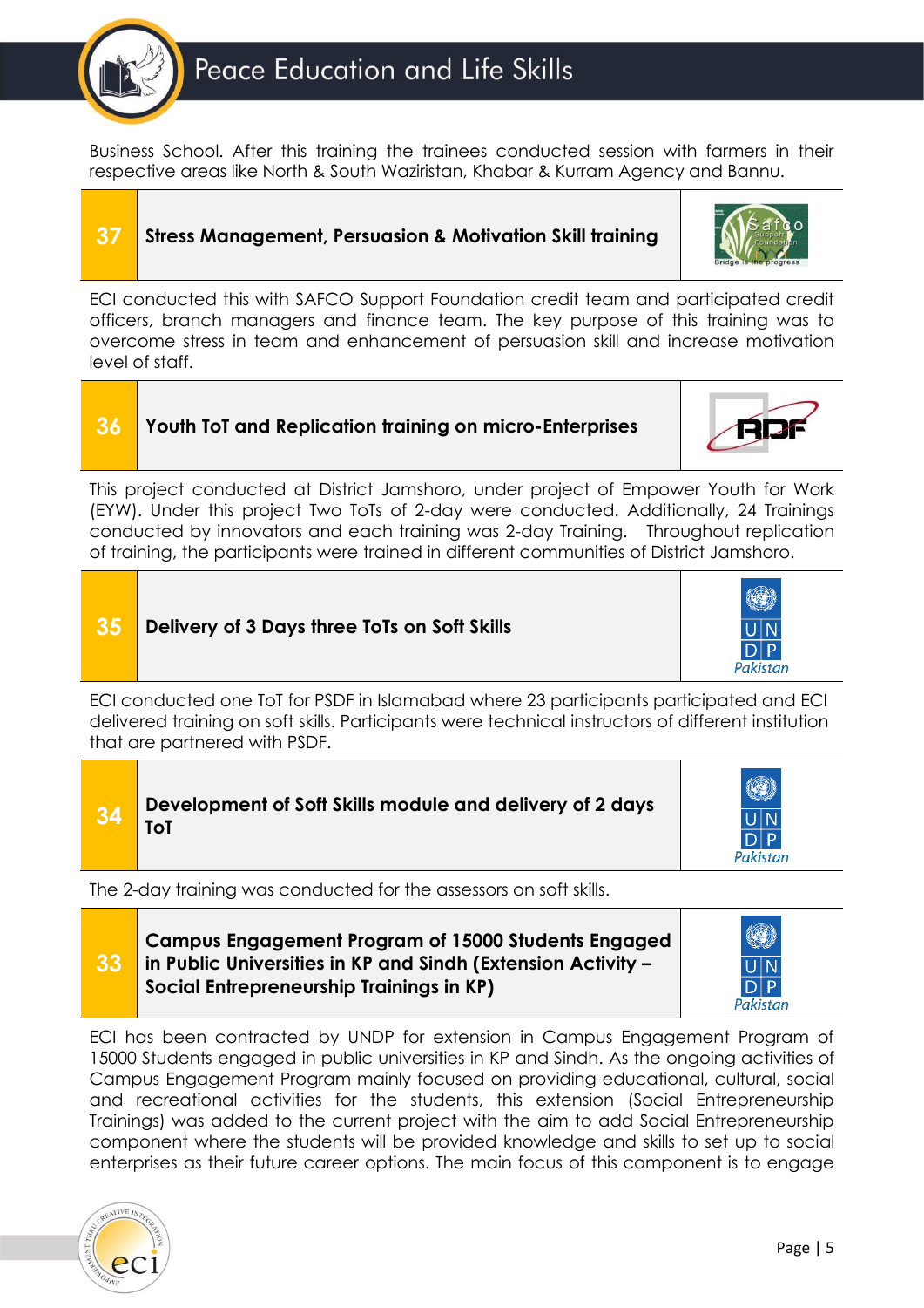Business School. After this training the trainees conducted session with farmers in their respective areas like North & South Waziristan, Khabar & Kurram Agency and Bannu.

| 37 | **Stress Management, Persuasion & Motivation Skill training** |
|---|---|

ECI conducted this with SAFCO Support Foundation credit team and participated credit officers, branch managers and finance team. The key purpose of this training was to overcome stress in team and enhancement of persuasion skill and increase motivation level of staff.

| 36 | **Youth ToT and Replication training on micro-Enterprises** |
|---|---|

This project conducted at District Jamshoro, under project of Empower Youth for Work (EYW). Under this project Two ToTs of 2-day were conducted. Additionally, 24 Trainings conducted by innovators and each training was 2-day Training. Throughout replication of training, the participants were trained in different communities of District Jamshoro.

| 35 | **Delivery of 3 Days three ToTs on Soft Skills** |
|---|---|

ECI conducted one ToT for PSDF in Islamabad where 23 participants participated and ECI delivered training on soft skills. Participants were technical instructors of different institution that are partnered with PSDF.

| 34 | **Development of Soft Skills module and delivery of 2 days ToT** |
|---|---|

The 2-day training was conducted for the assessors on soft skills.

| 33 | **Campus Engagement Program of 15000 Students Engaged in Public Universities in KP and Sindh (Extension Activity – Social Entrepreneurship Trainings in KP)** |
|---|---|

ECI has been contracted by UNDP for extension in Campus Engagement Program of 15000 Students engaged in public universities in KP and Sindh. As the ongoing activities of Campus Engagement Program mainly focused on providing educational, cultural, social and recreational activities for the students, this extension (Social Entrepreneurship Trainings) was added to the current project with the aim to add Social Entrepreneurship component where the students will be provided knowledge and skills to set up to social enterprises as their future career options. The main focus of this component is to engage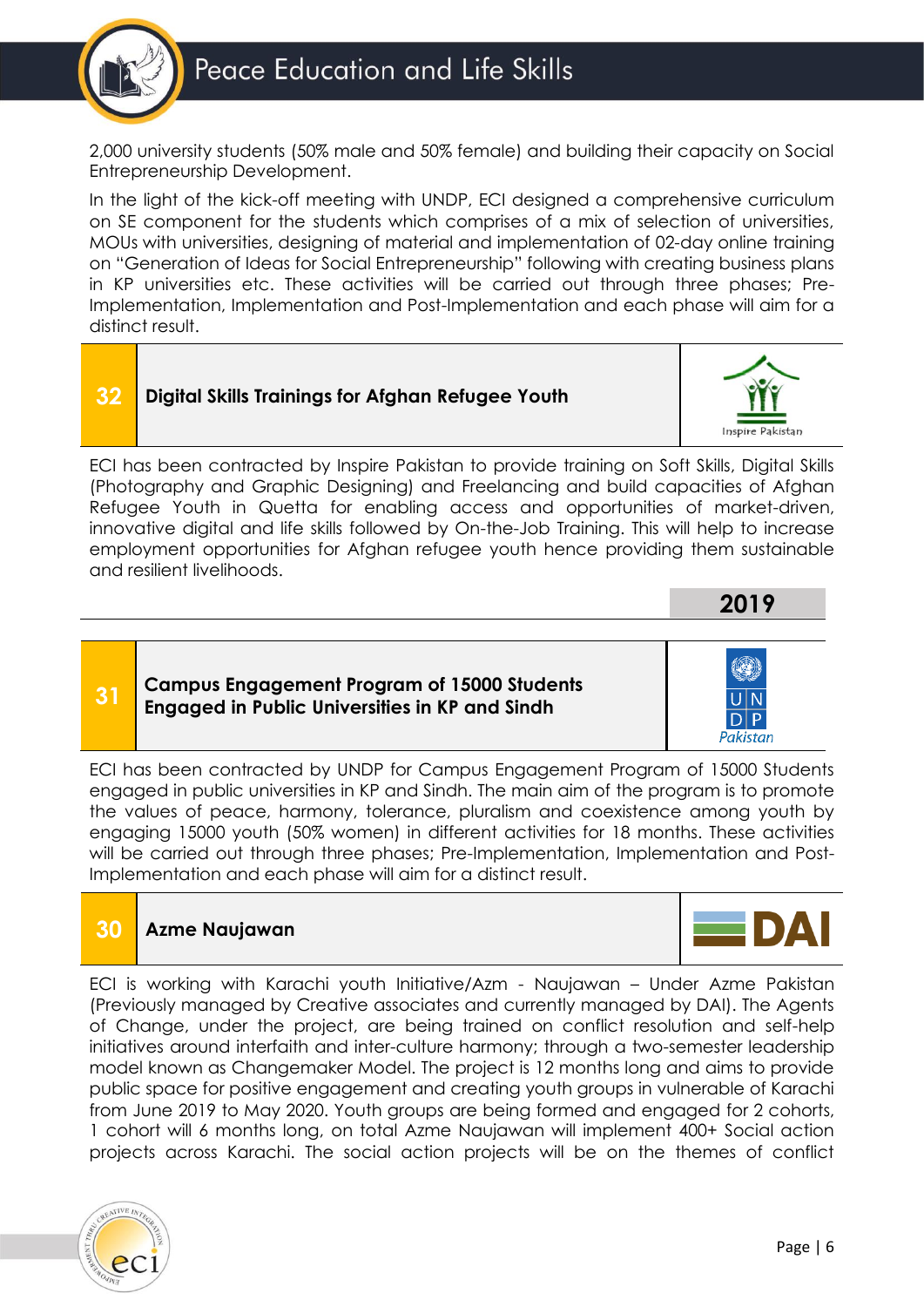2,000 university students (50% male and 50% female) and building their capacity on Social Entrepreneurship Development.

In the light of the kick-off meeting with UNDP, ECI designed a comprehensive curriculum on SE component for the students which comprises of a mix of selection of universities, MOUs with universities, designing of material and implementation of 02-day online training on "Generation of Ideas for Social Entrepreneurship" following with creating business plans in KP universities etc. These activities will be carried out through three phases; Pre-Implementation, Implementation and Post-Implementation and each phase will aim for a distinct result.

## 32 Digital Skills Trainings for Afghan Refugee Youth

Inspire Pakistan

ECI has been contracted by Inspire Pakistan to provide training on Soft Skills, Digital Skills (Photography and Graphic Designing) and Freelancing and build capacities of Afghan Refugee Youth in Quetta for enabling access and opportunities of market-driven, innovative digital and life skills followed by On-the-Job Training. This will help to increase employment opportunities for Afghan refugee youth hence providing them sustainable and resilient livelihoods.

# 2019

## 31 Campus Engagement Program of 15000 Students Engaged in Public Universities in KP and Sindh

UNDP Pakistan

ECI has been contracted by UNDP for Campus Engagement Program of 15000 Students engaged in public universities in KP and Sindh. The main aim of the program is to promote the values of peace, harmony, tolerance, pluralism and coexistence among youth by engaging 15000 youth (50% women) in different activities for 18 months. These activities will be carried out through three phases; Pre-Implementation, Implementation and Post-Implementation and each phase will aim for a distinct result.

## 30 Azme Naujawan

DAI

ECI is working with Karachi youth Initiative/Azm - Naujawan – Under Azme Pakistan (Previously managed by Creative associates and currently managed by DAI). The Agents of Change, under the project, are being trained on conflict resolution and self-help initiatives around interfaith and inter-culture harmony; through a two-semester leadership model known as Changemaker Model. The project is 12 months long and aims to provide public space for positive engagement and creating youth groups in vulnerable of Karachi from June 2019 to May 2020. Youth groups are being formed and engaged for 2 cohorts, 1 cohort will 6 months long, on total Azme Naujawan will implement 400+ Social action projects across Karachi. The social action projects will be on the themes of conflict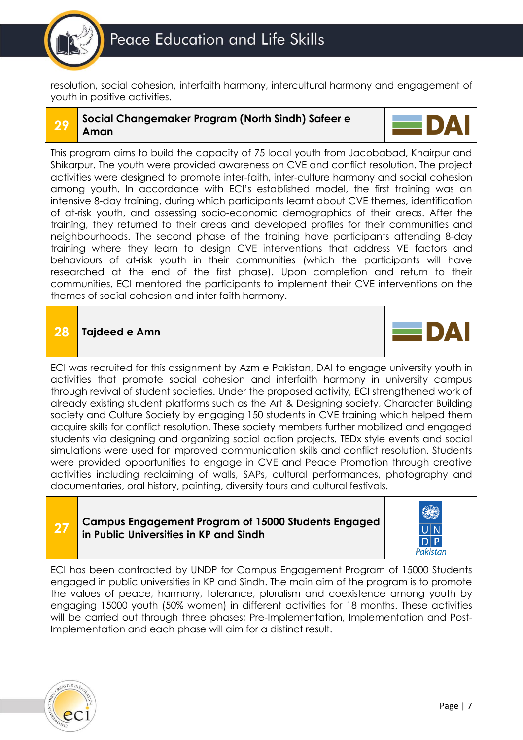resolution, social cohesion, interfaith harmony, intercultural harmony and engagement of youth in positive activities.

| 29 | **Social Changemaker Program (North Sindh) Safeer e Aman** | DAI |
|---|---|---|

This program aims to build the capacity of 75 local youth from Jacobabad, Khairpur and Shikarpur. The youth were provided awareness on CVE and conflict resolution. The project activities were designed to promote inter-faith, inter-culture harmony and social cohesion among youth. In accordance with ECI's established model, the first training was an intensive 8-day training, during which participants learnt about CVE themes, identification of at-risk youth, and assessing socio-economic demographics of their areas. After the training, they returned to their areas and developed profiles for their communities and neighbourhoods. The second phase of the training have participants attending 8-day training where they learn to design CVE interventions that address VE factors and behaviours of at-risk youth in their communities (which the participants will have researched at the end of the first phase). Upon completion and return to their communities, ECI mentored the participants to implement their CVE interventions on the themes of social cohesion and inter faith harmony.

| 28 | **Tajdeed e Amn** | DAI |
|---|---|---|

ECI was recruited for this assignment by Azm e Pakistan, DAI to engage university youth in activities that promote social cohesion and interfaith harmony in university campus through revival of student societies. Under the proposed activity, ECI strengthened work of already existing student platforms such as the Art & Designing society, Character Building society and Culture Society by engaging 150 students in CVE training which helped them acquire skills for conflict resolution. These society members further mobilized and engaged students via designing and organizing social action projects. TEDx style events and social simulations were used for improved communication skills and conflict resolution. Students were provided opportunities to engage in CVE and Peace Promotion through creative activities including reclaiming of walls, SAPs, cultural performances, photography and documentaries, oral history, painting, diversity tours and cultural festivals.

| 27 | **Campus Engagement Program of 15000 Students Engaged in Public Universities in KP and Sindh** | UNDP Pakistan |
|---|---|---|

ECI has been contracted by UNDP for Campus Engagement Program of 15000 Students engaged in public universities in KP and Sindh. The main aim of the program is to promote the values of peace, harmony, tolerance, pluralism and coexistence among youth by engaging 15000 youth (50% women) in different activities for 18 months. These activities will be carried out through three phases; Pre-Implementation, Implementation and Post-Implementation and each phase will aim for a distinct result.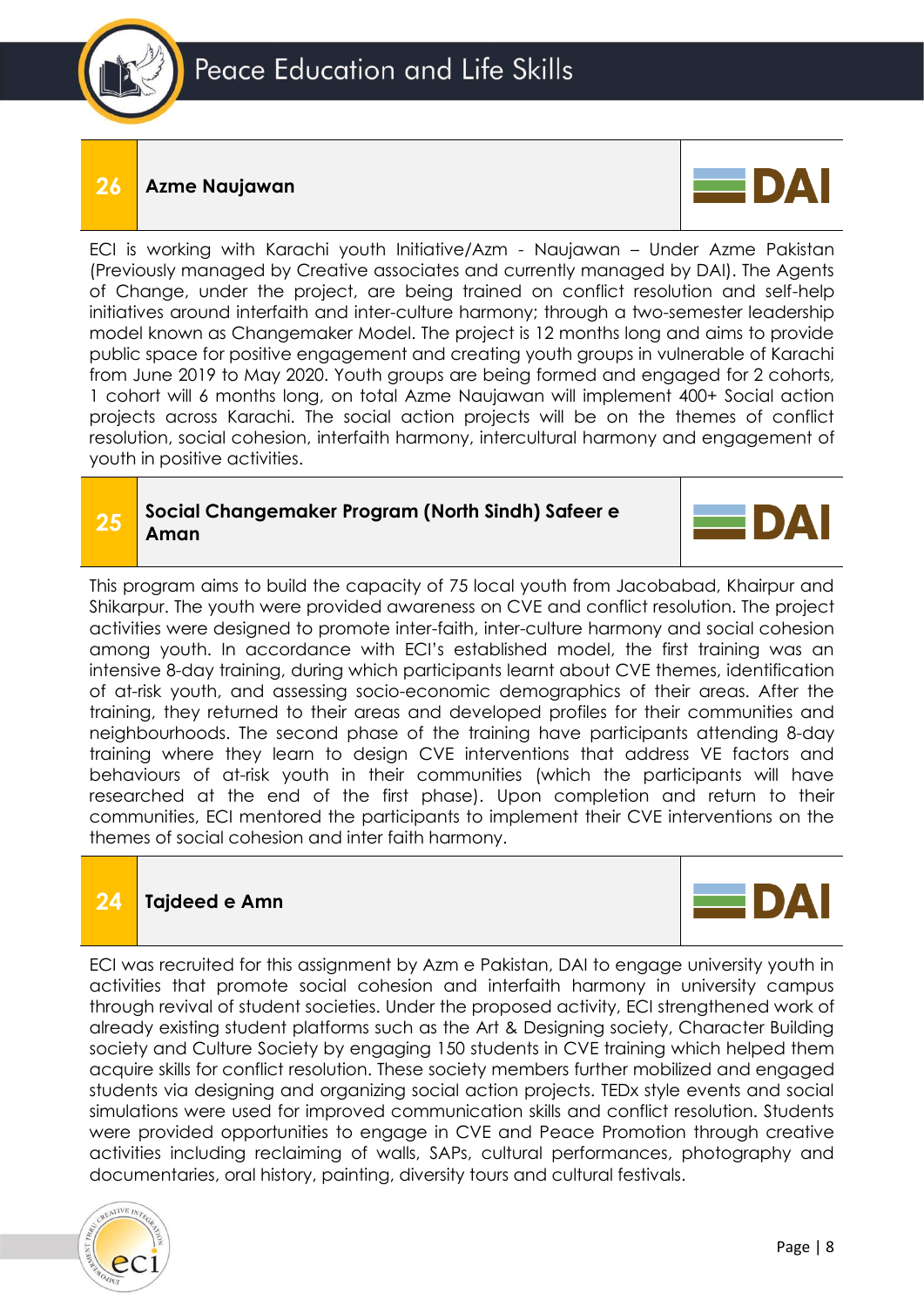## 26 Azme Naujawan

DAI

ECI is working with Karachi youth Initiative/Azm - Naujawan – Under Azme Pakistan (Previously managed by Creative associates and currently managed by DAI). The Agents of Change, under the project, are being trained on conflict resolution and self-help initiatives around interfaith and inter-culture harmony; through a two-semester leadership model known as Changemaker Model. The project is 12 months long and aims to provide public space for positive engagement and creating youth groups in vulnerable of Karachi from June 2019 to May 2020. Youth groups are being formed and engaged for 2 cohorts, 1 cohort will 6 months long, on total Azme Naujawan will implement 400+ Social action projects across Karachi. The social action projects will be on the themes of conflict resolution, social cohesion, interfaith harmony, intercultural harmony and engagement of youth in positive activities.

## 25 Social Changemaker Program (North Sindh) Safeer e Aman

DAI

This program aims to build the capacity of 75 local youth from Jacobabad, Khairpur and Shikarpur. The youth were provided awareness on CVE and conflict resolution. The project activities were designed to promote inter-faith, inter-culture harmony and social cohesion among youth. In accordance with ECI's established model, the first training was an intensive 8-day training, during which participants learnt about CVE themes, identification of at-risk youth, and assessing socio-economic demographics of their areas. After the training, they returned to their areas and developed profiles for their communities and neighbourhoods. The second phase of the training have participants attending 8-day training where they learn to design CVE interventions that address VE factors and behaviours of at-risk youth in their communities (which the participants will have researched at the end of the first phase). Upon completion and return to their communities, ECI mentored the participants to implement their CVE interventions on the themes of social cohesion and inter faith harmony.

## 24 Tajdeed e Amn

DAI

ECI was recruited for this assignment by Azm e Pakistan, DAI to engage university youth in activities that promote social cohesion and interfaith harmony in university campus through revival of student societies. Under the proposed activity, ECI strengthened work of already existing student platforms such as the Art & Designing society, Character Building society and Culture Society by engaging 150 students in CVE training which helped them acquire skills for conflict resolution. These society members further mobilized and engaged students via designing and organizing social action projects. TEDx style events and social simulations were used for improved communication skills and conflict resolution. Students were provided opportunities to engage in CVE and Peace Promotion through creative activities including reclaiming of walls, SAPs, cultural performances, photography and documentaries, oral history, painting, diversity tours and cultural festivals.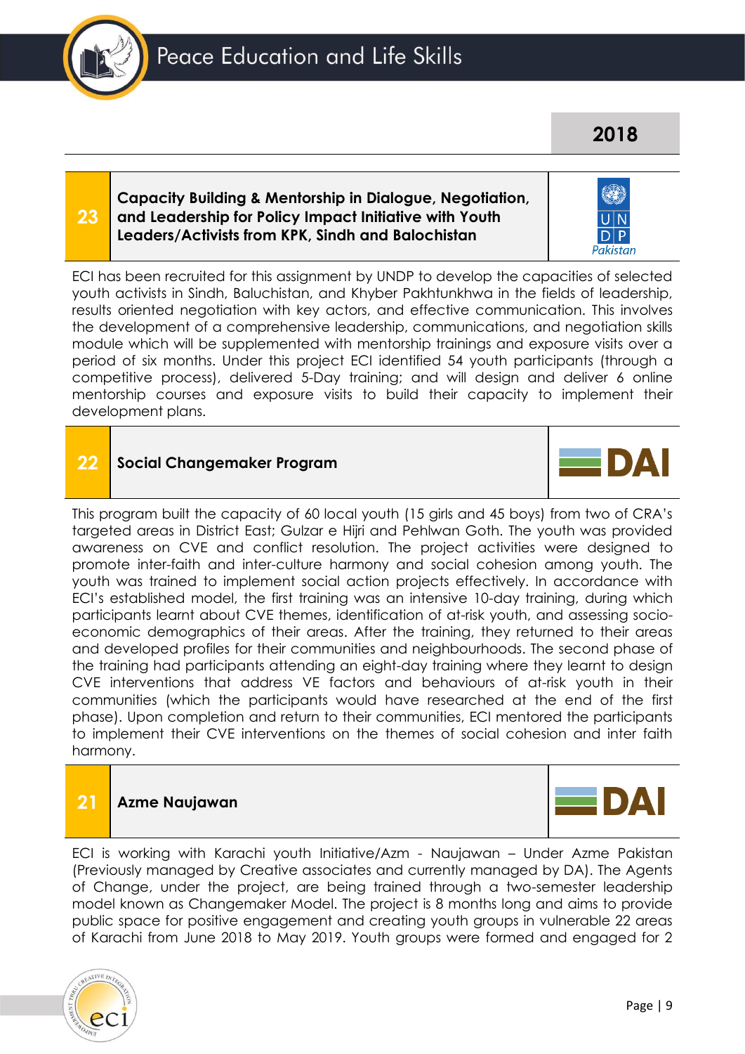## 2018

### 23 Capacity Building & Mentorship in Dialogue, Negotiation, and Leadership for Policy Impact Initiative with Youth Leaders/Activists from KPK, Sindh and Balochistan

UNDP Pakistan

ECI has been recruited for this assignment by UNDP to develop the capacities of selected youth activists in Sindh, Baluchistan, and Khyber Pakhtunkhwa in the fields of leadership, results oriented negotiation with key actors, and effective communication. This involves the development of a comprehensive leadership, communications, and negotiation skills module which will be supplemented with mentorship trainings and exposure visits over a period of six months. Under this project ECI identified 54 youth participants (through a competitive process), delivered 5-Day training; and will design and deliver 6 online mentorship courses and exposure visits to build their capacity to implement their development plans.

### 22 Social Changemaker Program

DAI

This program built the capacity of 60 local youth (15 girls and 45 boys) from two of CRA's targeted areas in District East; Gulzar e Hijri and Pehlwan Goth. The youth was provided awareness on CVE and conflict resolution. The project activities were designed to promote inter-faith and inter-culture harmony and social cohesion among youth. The youth was trained to implement social action projects effectively. In accordance with ECI's established model, the first training was an intensive 10-day training, during which participants learnt about CVE themes, identification of at-risk youth, and assessing socio-economic demographics of their areas. After the training, they returned to their areas and developed profiles for their communities and neighbourhoods. The second phase of the training had participants attending an eight-day training where they learnt to design CVE interventions that address VE factors and behaviours of at-risk youth in their communities (which the participants would have researched at the end of the first phase). Upon completion and return to their communities, ECI mentored the participants to implement their CVE interventions on the themes of social cohesion and inter faith harmony.

### 21 Azme Naujawan

DAI

ECI is working with Karachi youth Initiative/Azm - Naujawan – Under Azme Pakistan (Previously managed by Creative associates and currently managed by DA). The Agents of Change, under the project, are being trained through a two-semester leadership model known as Changemaker Model. The project is 8 months long and aims to provide public space for positive engagement and creating youth groups in vulnerable 22 areas of Karachi from June 2018 to May 2019. Youth groups were formed and engaged for 2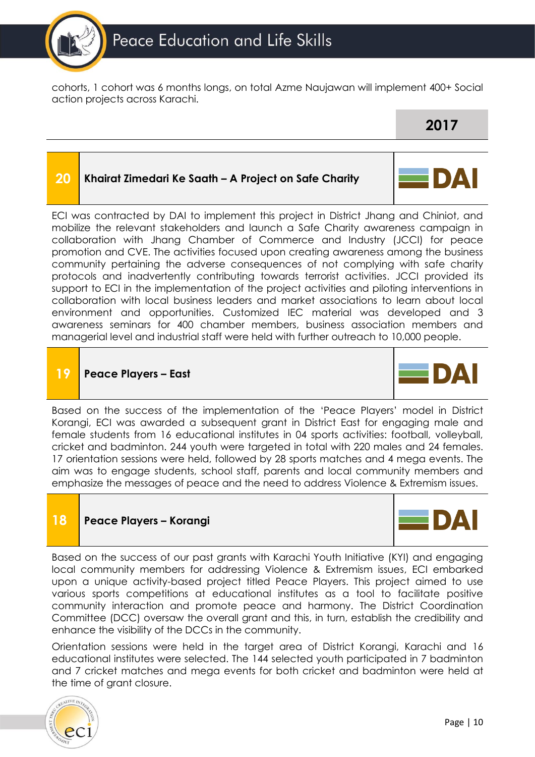cohorts, 1 cohort was 6 months longs, on total Azme Naujawan will implement 400+ Social action projects across Karachi.

## 2017

### 20 Khairat Zimedari Ke Saath – A Project on Safe Charity

DAI

ECI was contracted by DAI to implement this project in District Jhang and Chiniot, and mobilize the relevant stakeholders and launch a Safe Charity awareness campaign in collaboration with Jhang Chamber of Commerce and Industry (JCCI) for peace promotion and CVE. The activities focused upon creating awareness among the business community pertaining the adverse consequences of not complying with safe charity protocols and inadvertently contributing towards terrorist activities. JCCI provided its support to ECI in the implementation of the project activities and piloting interventions in collaboration with local business leaders and market associations to learn about local environment and opportunities. Customized IEC material was developed and 3 awareness seminars for 400 chamber members, business association members and managerial level and industrial staff were held with further outreach to 10,000 people.

### 19 Peace Players – East

DAI

Based on the success of the implementation of the 'Peace Players' model in District Korangi, ECI was awarded a subsequent grant in District East for engaging male and female students from 16 educational institutes in 04 sports activities: football, volleyball, cricket and badminton. 244 youth were targeted in total with 220 males and 24 females. 17 orientation sessions were held, followed by 28 sports matches and 4 mega events. The aim was to engage students, school staff, parents and local community members and emphasize the messages of peace and the need to address Violence & Extremism issues.

### 18 Peace Players – Korangi

DAI

Based on the success of our past grants with Karachi Youth Initiative (KYI) and engaging local community members for addressing Violence & Extremism issues, ECI embarked upon a unique activity-based project titled Peace Players. This project aimed to use various sports competitions at educational institutes as a tool to facilitate positive community interaction and promote peace and harmony. The District Coordination Committee (DCC) oversaw the overall grant and this, in turn, establish the credibility and enhance the visibility of the DCCs in the community.

Orientation sessions were held in the target area of District Korangi, Karachi and 16 educational institutes were selected. The 144 selected youth participated in 7 badminton and 7 cricket matches and mega events for both cricket and badminton were held at the time of grant closure.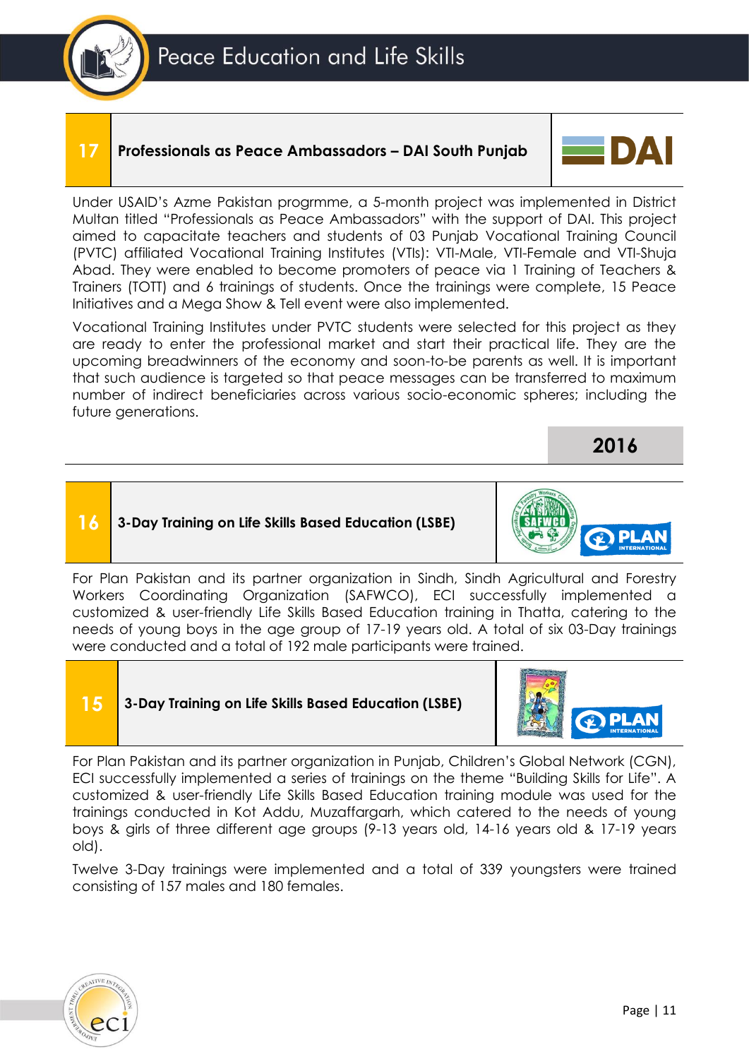## 17 Professionals as Peace Ambassadors – DAI South Punjab

Under USAID's Azme Pakistan progrmme, a 5-month project was implemented in District Multan titled "Professionals as Peace Ambassadors" with the support of DAI. This project aimed to capacitate teachers and students of 03 Punjab Vocational Training Council (PVTC) affiliated Vocational Training Institutes (VTIs): VTI-Male, VTI-Female and VTI-Shuja Abad. They were enabled to become promoters of peace via 1 Training of Teachers & Trainers (TOTT) and 6 trainings of students. Once the trainings were complete, 15 Peace Initiatives and a Mega Show & Tell event were also implemented.

Vocational Training Institutes under PVTC students were selected for this project as they are ready to enter the professional market and start their practical life. They are the upcoming breadwinners of the economy and soon-to-be parents as well. It is important that such audience is targeted so that peace messages can be transferred to maximum number of indirect beneficiaries across various socio-economic spheres; including the future generations.

# 2016

## 16 3-Day Training on Life Skills Based Education (LSBE)

For Plan Pakistan and its partner organization in Sindh, Sindh Agricultural and Forestry Workers Coordinating Organization (SAFWCO), ECI successfully implemented a customized & user-friendly Life Skills Based Education training in Thatta, catering to the needs of young boys in the age group of 17-19 years old. A total of six 03-Day trainings were conducted and a total of 192 male participants were trained.

## 15 3-Day Training on Life Skills Based Education (LSBE)

For Plan Pakistan and its partner organization in Punjab, Children's Global Network (CGN), ECI successfully implemented a series of trainings on the theme "Building Skills for Life". A customized & user-friendly Life Skills Based Education training module was used for the trainings conducted in Kot Addu, Muzaffargarh, which catered to the needs of young boys & girls of three different age groups (9-13 years old, 14-16 years old & 17-19 years old).

Twelve 3-Day trainings were implemented and a total of 339 youngsters were trained consisting of 157 males and 180 females.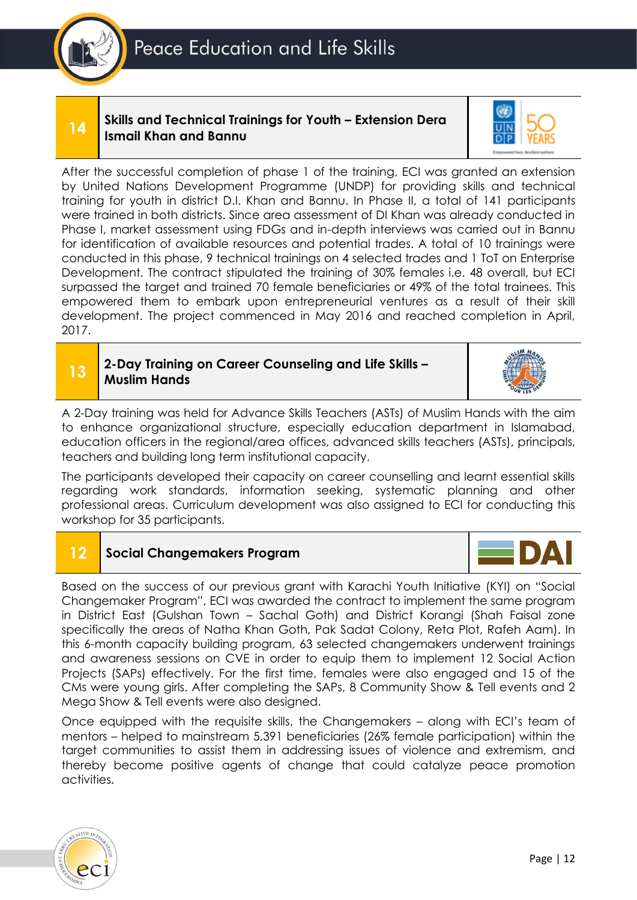## 14 Skills and Technical Trainings for Youth – Extension Dera Ismail Khan and Bannu

After the successful completion of phase 1 of the training, ECI was granted an extension by United Nations Development Programme (UNDP) for providing skills and technical training for youth in district D.I. Khan and Bannu. In Phase II, a total of 141 participants were trained in both districts. Since area assessment of DI Khan was already conducted in Phase I, market assessment using FDGs and in-depth interviews was carried out in Bannu for identification of available resources and potential trades. A total of 10 trainings were conducted in this phase, 9 technical trainings on 4 selected trades and 1 ToT on Enterprise Development. The contract stipulated the training of 30% females i.e. 48 overall, but ECI surpassed the target and trained 70 female beneficiaries or 49% of the total trainees. This empowered them to embark upon entrepreneurial ventures as a result of their skill development. The project commenced in May 2016 and reached completion in April, 2017.

## 13 2-Day Training on Career Counseling and Life Skills – Muslim Hands

A 2-Day training was held for Advance Skills Teachers (ASTs) of Muslim Hands with the aim to enhance organizational structure, especially education department in Islamabad, education officers in the regional/area offices, advanced skills teachers (ASTs), principals, teachers and building long term institutional capacity.

The participants developed their capacity on career counselling and learnt essential skills regarding work standards, information seeking, systematic planning and other professional areas. Curriculum development was also assigned to ECI for conducting this workshop for 35 participants.

## 12 Social Changemakers Program

Based on the success of our previous grant with Karachi Youth Initiative (KYI) on "Social Changemaker Program", ECI was awarded the contract to implement the same program in District East (Gulshan Town – Sachal Goth) and District Korangi (Shah Faisal zone specifically the areas of Natha Khan Goth, Pak Sadat Colony, Reta Plot, Rafeh Aam). In this 6-month capacity building program, 63 selected changemakers underwent trainings and awareness sessions on CVE in order to equip them to implement 12 Social Action Projects (SAPs) effectively. For the first time, females were also engaged and 15 of the CMs were young girls. After completing the SAPs, 8 Community Show & Tell events and 2 Mega Show & Tell events were also designed.

Once equipped with the requisite skills, the Changemakers – along with ECI's team of mentors – helped to mainstream 5,391 beneficiaries (26% female participation) within the target communities to assist them in addressing issues of violence and extremism, and thereby become positive agents of change that could catalyze peace promotion activities.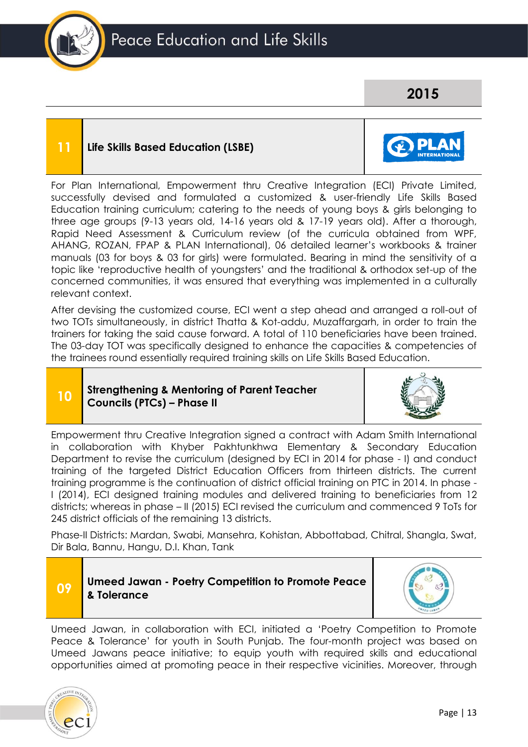## 2015

### 11 Life Skills Based Education (LSBE)

For Plan International, Empowerment thru Creative Integration (ECI) Private Limited, successfully devised and formulated a customized & user-friendly Life Skills Based Education training curriculum; catering to the needs of young boys & girls belonging to three age groups (9-13 years old, 14-16 years old & 17-19 years old). After a thorough, Rapid Need Assessment & Curriculum review (of the curricula obtained from WPF, AHANG, ROZAN, FPAP & PLAN International), 06 detailed learner's workbooks & trainer manuals (03 for boys & 03 for girls) were formulated. Bearing in mind the sensitivity of a topic like 'reproductive health of youngsters' and the traditional & orthodox set-up of the concerned communities, it was ensured that everything was implemented in a culturally relevant context.

After devising the customized course, ECI went a step ahead and arranged a roll-out of two TOTs simultaneously, in district Thatta & Kot-addu, Muzaffargarh, in order to train the trainers for taking the said cause forward. A total of 110 beneficiaries have been trained. The 03-day TOT was specifically designed to enhance the capacities & competencies of the trainees round essentially required training skills on Life Skills Based Education.

### 10 Strengthening & Mentoring of Parent Teacher Councils (PTCs) – Phase II

Empowerment thru Creative Integration signed a contract with Adam Smith International in collaboration with Khyber Pakhtunkhwa Elementary & Secondary Education Department to revise the curriculum (designed by ECI in 2014 for phase - I) and conduct training of the targeted District Education Officers from thirteen districts. The current training programme is the continuation of district official training on PTC in 2014. In phase - I (2014), ECI designed training modules and delivered training to beneficiaries from 12 districts; whereas in phase – II (2015) ECI revised the curriculum and commenced 9 ToTs for 245 district officials of the remaining 13 districts.

Phase-II Districts: Mardan, Swabi, Mansehra, Kohistan, Abbottabad, Chitral, Shangla, Swat, Dir Bala, Bannu, Hangu, D.I. Khan, Tank

### 09 Umeed Jawan - Poetry Competition to Promote Peace & Tolerance

Umeed Jawan, in collaboration with ECI, initiated a 'Poetry Competition to Promote Peace & Tolerance' for youth in South Punjab. The four-month project was based on Umeed Jawans peace initiative; to equip youth with required skills and educational opportunities aimed at promoting peace in their respective vicinities. Moreover, through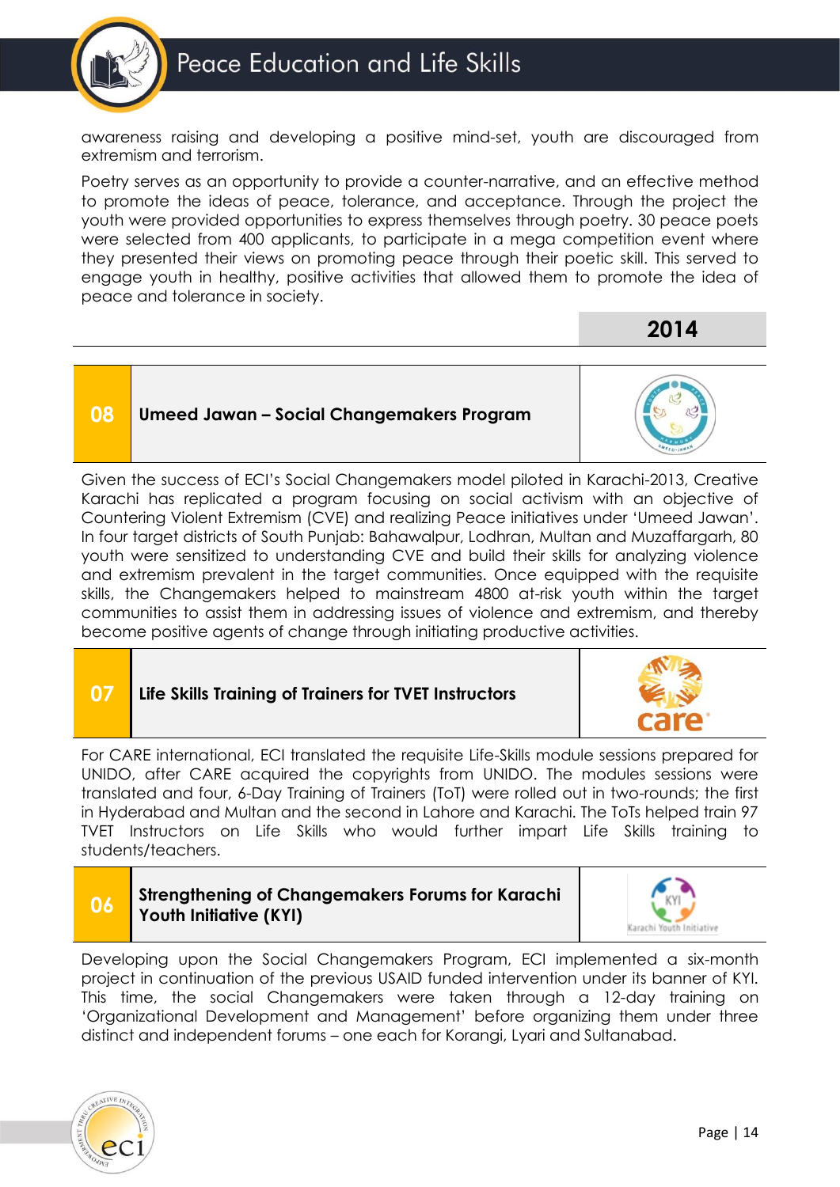awareness raising and developing a positive mind-set, youth are discouraged from extremism and terrorism.

Poetry serves as an opportunity to provide a counter-narrative, and an effective method to promote the ideas of peace, tolerance, and acceptance. Through the project the youth were provided opportunities to express themselves through poetry. 30 peace poets were selected from 400 applicants, to participate in a mega competition event where they presented their views on promoting peace through their poetic skill. This served to engage youth in healthy, positive activities that allowed them to promote the idea of peace and tolerance in society.

## 2014

### 08 Umeed Jawan – Social Changemakers Program

Given the success of ECI's Social Changemakers model piloted in Karachi-2013, Creative Karachi has replicated a program focusing on social activism with an objective of Countering Violent Extremism (CVE) and realizing Peace initiatives under 'Umeed Jawan'. In four target districts of South Punjab: Bahawalpur, Lodhran, Multan and Muzaffargarh, 80 youth were sensitized to understanding CVE and build their skills for analyzing violence and extremism prevalent in the target communities. Once equipped with the requisite skills, the Changemakers helped to mainstream 4800 at-risk youth within the target communities to assist them in addressing issues of violence and extremism, and thereby become positive agents of change through initiating productive activities.

### 07 Life Skills Training of Trainers for TVET Instructors

For CARE international, ECI translated the requisite Life-Skills module sessions prepared for UNIDO, after CARE acquired the copyrights from UNIDO. The modules sessions were translated and four, 6-Day Training of Trainers (ToT) were rolled out in two-rounds; the first in Hyderabad and Multan and the second in Lahore and Karachi. The ToTs helped train 97 TVET Instructors on Life Skills who would further impart Life Skills training to students/teachers.

### 06 Strengthening of Changemakers Forums for Karachi Youth Initiative (KYI)

Developing upon the Social Changemakers Program, ECI implemented a six-month project in continuation of the previous USAID funded intervention under its banner of KYI. This time, the social Changemakers were taken through a 12-day training on 'Organizational Development and Management' before organizing them under three distinct and independent forums – one each for Korangi, Lyari and Sultanabad.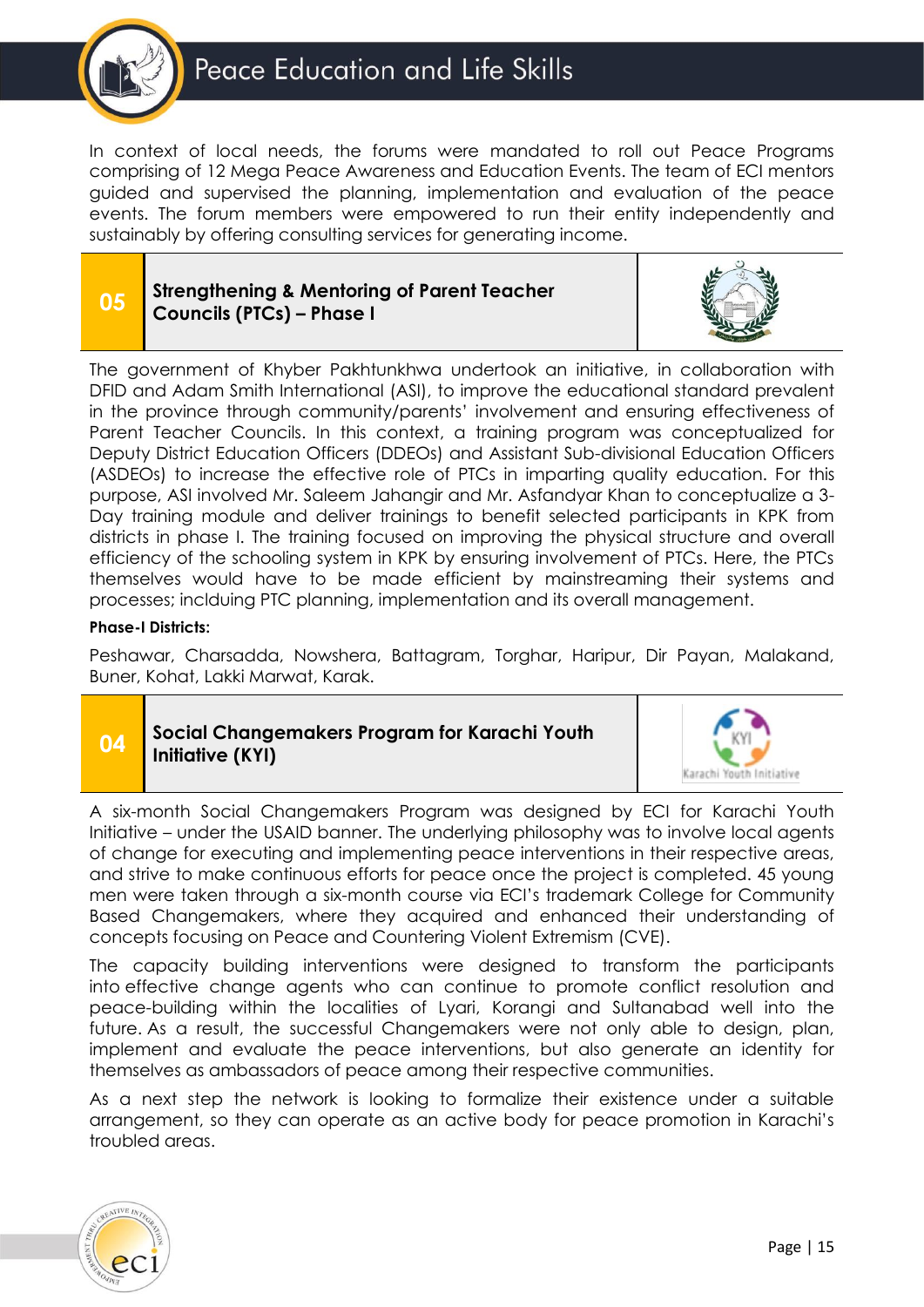In context of local needs, the forums were mandated to roll out Peace Programs comprising of 12 Mega Peace Awareness and Education Events. The team of ECI mentors guided and supervised the planning, implementation and evaluation of the peace events. The forum members were empowered to run their entity independently and sustainably by offering consulting services for generating income.

## 05 Strengthening & Mentoring of Parent Teacher Councils (PTCs) – Phase I

The government of Khyber Pakhtunkhwa undertook an initiative, in collaboration with DFID and Adam Smith International (ASI), to improve the educational standard prevalent in the province through community/parents' involvement and ensuring effectiveness of Parent Teacher Councils. In this context, a training program was conceptualized for Deputy District Education Officers (DDEOs) and Assistant Sub-divisional Education Officers (ASDEOs) to increase the effective role of PTCs in imparting quality education. For this purpose, ASI involved Mr. Saleem Jahangir and Mr. Asfandyar Khan to conceptualize a 3-Day training module and deliver trainings to benefit selected participants in KPK from districts in phase I. The training focused on improving the physical structure and overall efficiency of the schooling system in KPK by ensuring involvement of PTCs. Here, the PTCs themselves would have to be made efficient by mainstreaming their systems and processes; inclduing PTC planning, implementation and its overall management.

**Phase-I Districts:**

Peshawar, Charsadda, Nowshera, Battagram, Torghar, Haripur, Dir Payan, Malakand, Buner, Kohat, Lakki Marwat, Karak.

## 04 Social Changemakers Program for Karachi Youth Initiative (KYI)

A six-month Social Changemakers Program was designed by ECI for Karachi Youth Initiative – under the USAID banner. The underlying philosophy was to involve local agents of change for executing and implementing peace interventions in their respective areas, and strive to make continuous efforts for peace once the project is completed. 45 young men were taken through a six-month course via ECI's trademark College for Community Based Changemakers, where they acquired and enhanced their understanding of concepts focusing on Peace and Countering Violent Extremism (CVE).

The capacity building interventions were designed to transform the participants into effective change agents who can continue to promote conflict resolution and peace-building within the localities of Lyari, Korangi and Sultanabad well into the future. As a result, the successful Changemakers were not only able to design, plan, implement and evaluate the peace interventions, but also generate an identity for themselves as ambassadors of peace among their respective communities.

As a next step the network is looking to formalize their existence under a suitable arrangement, so they can operate as an active body for peace promotion in Karachi's troubled areas.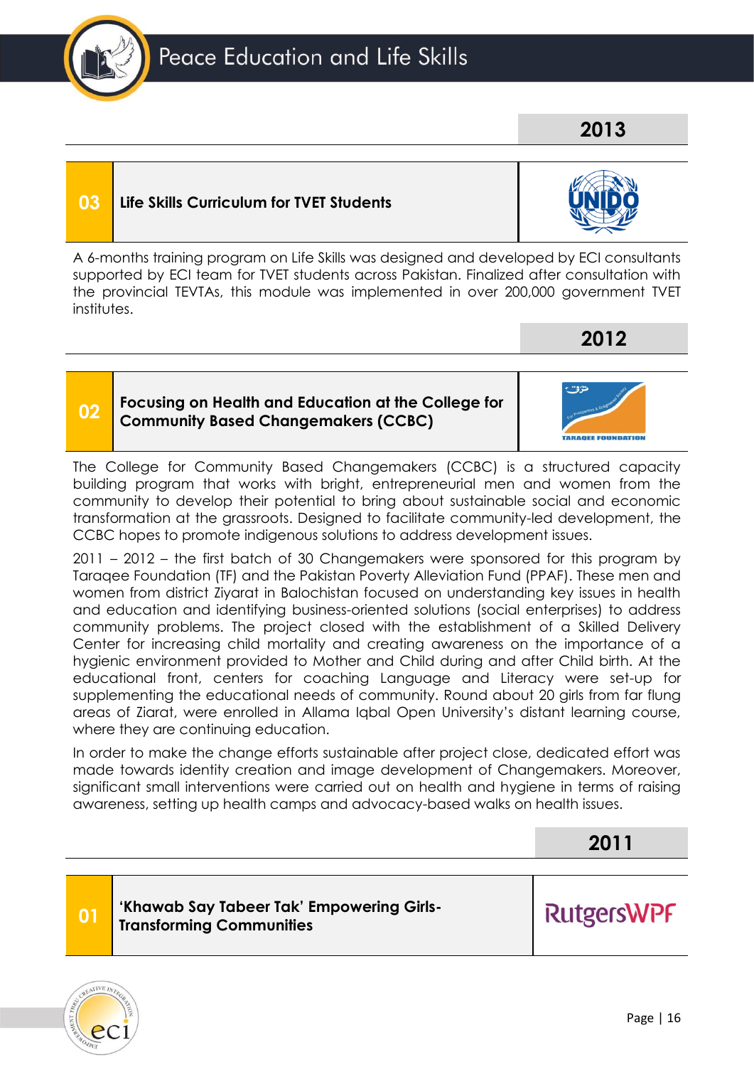## 2013

### 03 Life Skills Curriculum for TVET Students

A 6-months training program on Life Skills was designed and developed by ECI consultants supported by ECI team for TVET students across Pakistan. Finalized after consultation with the provincial TEVTAs, this module was implemented in over 200,000 government TVET institutes.

## 2012

### 02 Focusing on Health and Education at the College for Community Based Changemakers (CCBC)

The College for Community Based Changemakers (CCBC) is a structured capacity building program that works with bright, entrepreneurial men and women from the community to develop their potential to bring about sustainable social and economic transformation at the grassroots. Designed to facilitate community-led development, the CCBC hopes to promote indigenous solutions to address development issues.

2011 – 2012 – the first batch of 30 Changemakers were sponsored for this program by Taraqee Foundation (TF) and the Pakistan Poverty Alleviation Fund (PPAF). These men and women from district Ziyarat in Balochistan focused on understanding key issues in health and education and identifying business-oriented solutions (social enterprises) to address community problems. The project closed with the establishment of a Skilled Delivery Center for increasing child mortality and creating awareness on the importance of a hygienic environment provided to Mother and Child during and after Child birth. At the educational front, centers for coaching Language and Literacy were set-up for supplementing the educational needs of community. Round about 20 girls from far flung areas of Ziarat, were enrolled in Allama Iqbal Open University's distant learning course, where they are continuing education.

In order to make the change efforts sustainable after project close, dedicated effort was made towards identity creation and image development of Changemakers. Moreover, significant small interventions were carried out on health and hygiene in terms of raising awareness, setting up health camps and advocacy-based walks on health issues.

## 2011

### 01 'Khawab Say Tabeer Tak' Empowering Girls-Transforming Communities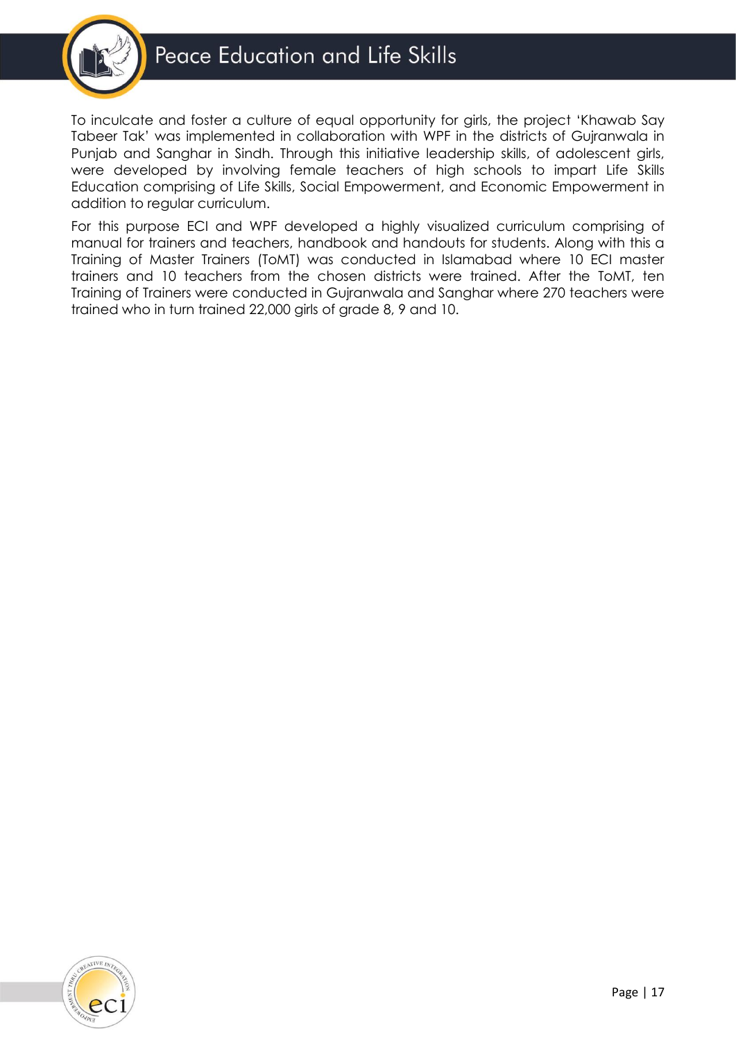# Peace Education and Life Skills

To inculcate and foster a culture of equal opportunity for girls, the project 'Khawab Say Tabeer Tak' was implemented in collaboration with WPF in the districts of Gujranwala in Punjab and Sanghar in Sindh. Through this initiative leadership skills, of adolescent girls, were developed by involving female teachers of high schools to impart Life Skills Education comprising of Life Skills, Social Empowerment, and Economic Empowerment in addition to regular curriculum.

For this purpose ECI and WPF developed a highly visualized curriculum comprising of manual for trainers and teachers, handbook and handouts for students. Along with this a Training of Master Trainers (ToMT) was conducted in Islamabad where 10 ECI master trainers and 10 teachers from the chosen districts were trained. After the ToMT, ten Training of Trainers were conducted in Gujranwala and Sanghar where 270 teachers were trained who in turn trained 22,000 girls of grade 8, 9 and 10.